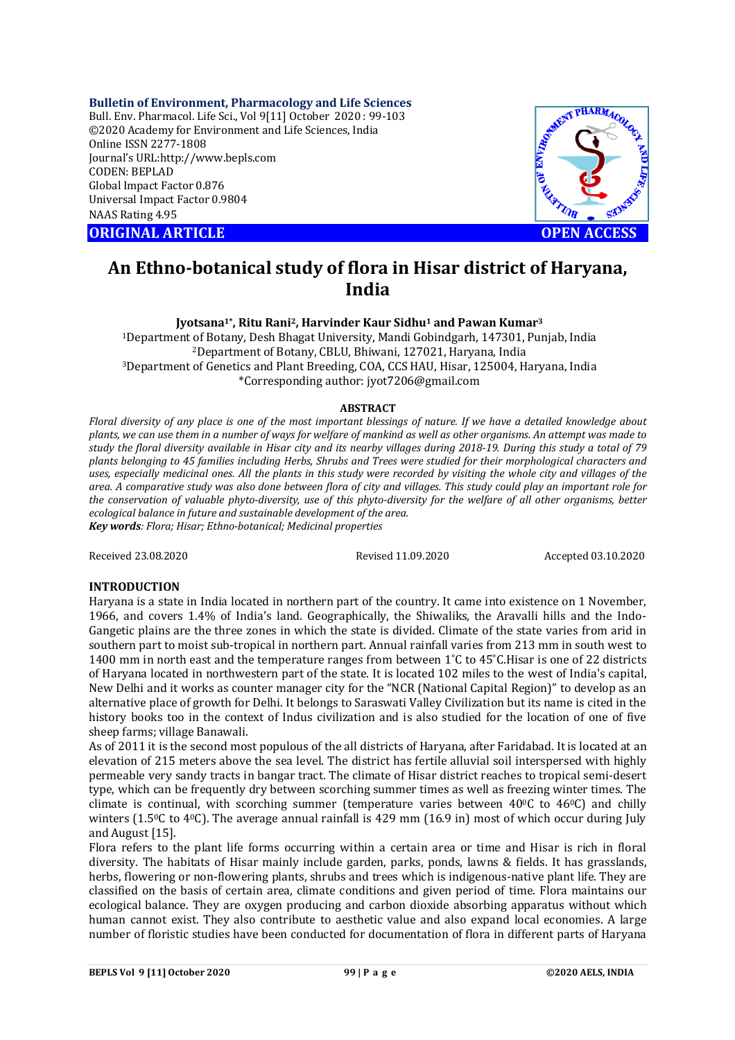**Bulletin of Environment, Pharmacology and Life Sciences**
Bull. Env. Pharmacol. Life Sci., Vol 9[11] October 2020 : 99-103
©2020 Academy for Environment and Life Sciences, India
Online ISSN 2277-1808
Journal's URL:http://www.bepls.com
CODEN: BEPLAD
Global Impact Factor 0.876
Universal Impact Factor 0.9804
NAAS Rating 4.95

**ORIGINAL ARTICLE** **OPEN ACCESS**

# An Ethno-botanical study of flora in Hisar district of Haryana, India

**Jyotsana[1*], Ritu Rani[2], Harvinder Kaur Sidhu[1] and Pawan Kumar[3]**

[1]Department of Botany, Desh Bhagat University, Mandi Gobindgarh, 147301, Punjab, India
[2]Department of Botany, CBLU, Bhiwani, 127021, Haryana, India
[3]Department of Genetics and Plant Breeding, COA, CCS HAU, Hisar, 125004, Haryana, India
*Corresponding author: jyot7206@gmail.com

## ABSTRACT

*Floral diversity of any place is one of the most important blessings of nature. If we have a detailed knowledge about plants, we can use them in a number of ways for welfare of mankind as well as other organisms. An attempt was made to study the floral diversity available in Hisar city and its nearby villages during 2018-19. During this study a total of 79 plants belonging to 45 families including Herbs, Shrubs and Trees were studied for their morphological characters and uses, especially medicinal ones. All the plants in this study were recorded by visiting the whole city and villages of the area. A comparative study was also done between flora of city and villages. This study could play an important role for the conservation of valuable phyto-diversity, use of this phyto-diversity for the welfare of all other organisms, better ecological balance in future and sustainable development of the area.*

***Key words**: Flora; Hisar; Ethno-botanical; Medicinal properties*

Received 23.08.2020 Revised 11.09.2020 Accepted 03.10.2020

## INTRODUCTION

Haryana is a state in India located in northern part of the country. It came into existence on 1 November, 1966, and covers 1.4% of India's land. Geographically, the Shiwaliks, the Aravalli hills and the Indo-Gangetic plains are the three zones in which the state is divided. Climate of the state varies from arid in southern part to moist sub-tropical in northern part. Annual rainfall varies from 213 mm in south west to 1400 mm in north east and the temperature ranges from between 1˚C to 45˚C.Hisar is one of 22 districts of Haryana located in northwestern part of the state. It is located 102 miles to the west of India's capital, New Delhi and it works as counter manager city for the "NCR (National Capital Region)" to develop as an alternative place of growth for Delhi. It belongs to Saraswati Valley Civilization but its name is cited in the history books too in the context of Indus civilization and is also studied for the location of one of five sheep farms; village Banawali.

As of 2011 it is the second most populous of the all districts of Haryana, after Faridabad. It is located at an elevation of 215 meters above the sea level. The district has fertile alluvial soil interspersed with highly permeable very sandy tracts in bangar tract. The climate of Hisar district reaches to tropical semi-desert type, which can be frequently dry between scorching summer times as well as freezing winter times. The climate is continual, with scorching summer (temperature varies between $40^0$C to $46^0$C) and chilly winters ($1.5^0$C to $4^0$C). The average annual rainfall is 429 mm (16.9 in) most of which occur during July and August [15].

Flora refers to the plant life forms occurring within a certain area or time and Hisar is rich in floral diversity. The habitats of Hisar mainly include garden, parks, ponds, lawns & fields. It has grasslands, herbs, flowering or non-flowering plants, shrubs and trees which is indigenous-native plant life. They are classified on the basis of certain area, climate conditions and given period of time. Flora maintains our ecological balance. They are oxygen producing and carbon dioxide absorbing apparatus without which human cannot exist. They also contribute to aesthetic value and also expand local economies. A large number of floristic studies have been conducted for documentation of flora in different parts of Haryana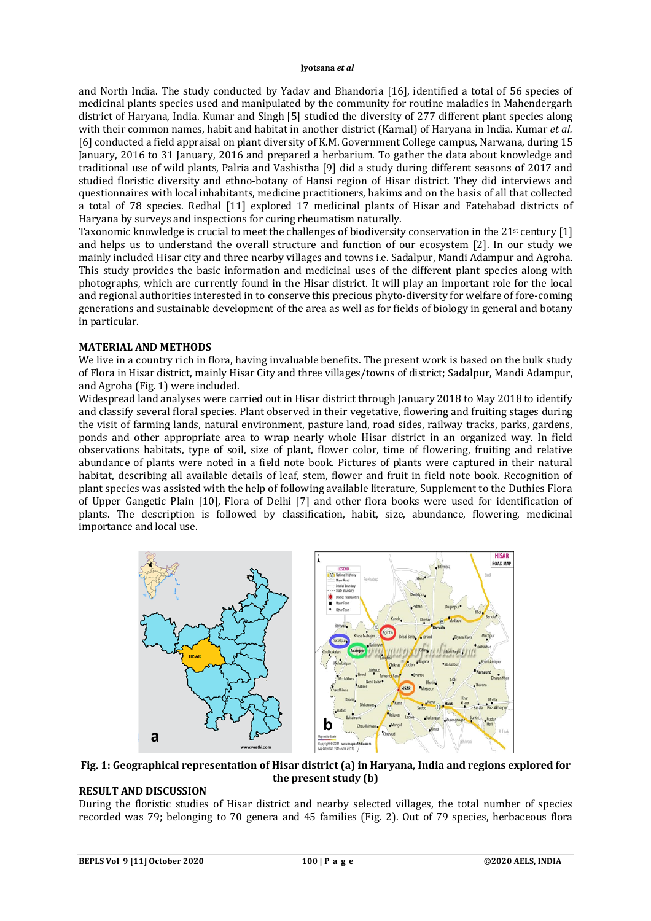and North India. The study conducted by Yadav and Bhandoria [16], identified a total of 56 species of medicinal plants species used and manipulated by the community for routine maladies in Mahendergarh district of Haryana, India. Kumar and Singh [5] studied the diversity of 277 different plant species along with their common names, habit and habitat in another district (Karnal) of Haryana in India. Kumar *et al.* [6] conducted a field appraisal on plant diversity of K.M. Government College campus, Narwana, during 15 January, 2016 to 31 January, 2016 and prepared a herbarium. To gather the data about knowledge and traditional use of wild plants, Palria and Vashistha [9] did a study during different seasons of 2017 and studied floristic diversity and ethno-botany of Hansi region of Hisar district. They did interviews and questionnaires with local inhabitants, medicine practitioners, hakims and on the basis of all that collected a total of 78 species. Redhal [11] explored 17 medicinal plants of Hisar and Fatehabad districts of Haryana by surveys and inspections for curing rheumatism naturally.

Taxonomic knowledge is crucial to meet the challenges of biodiversity conservation in the 21st century [1] and helps us to understand the overall structure and function of our ecosystem [2]. In our study we mainly included Hisar city and three nearby villages and towns i.e. Sadalpur, Mandi Adampur and Agroha. This study provides the basic information and medicinal uses of the different plant species along with photographs, which are currently found in the Hisar district. It will play an important role for the local and regional authorities interested in to conserve this precious phyto-diversity for welfare of fore-coming generations and sustainable development of the area as well as for fields of biology in general and botany in particular.

## MATERIAL AND METHODS

We live in a country rich in flora, having invaluable benefits. The present work is based on the bulk study of Flora in Hisar district, mainly Hisar City and three villages/towns of district; Sadalpur, Mandi Adampur, and Agroha (Fig. 1) were included.

Widespread land analyses were carried out in Hisar district through January 2018 to May 2018 to identify and classify several floral species. Plant observed in their vegetative, flowering and fruiting stages during the visit of farming lands, natural environment, pasture land, road sides, railway tracks, parks, gardens, ponds and other appropriate area to wrap nearly whole Hisar district in an organized way. In field observations habitats, type of soil, size of plant, flower color, time of flowering, fruiting and relative abundance of plants were noted in a field note book. Pictures of plants were captured in their natural habitat, describing all available details of leaf, stem, flower and fruit in field note book. Recognition of plant species was assisted with the help of following available literature, Supplement to the Duthies Flora of Upper Gangetic Plain [10], Flora of Delhi [7] and other flora books were used for identification of plants. The description is followed by classification, habit, size, abundance, flowering, medicinal importance and local use.

**Fig. 1: Geographical representation of Hisar district (a) in Haryana, India and regions explored for the present study (b)**

## RESULT AND DISCUSSION

During the floristic studies of Hisar district and nearby selected villages, the total number of species recorded was 79; belonging to 70 genera and 45 families (Fig. 2). Out of 79 species, herbaceous flora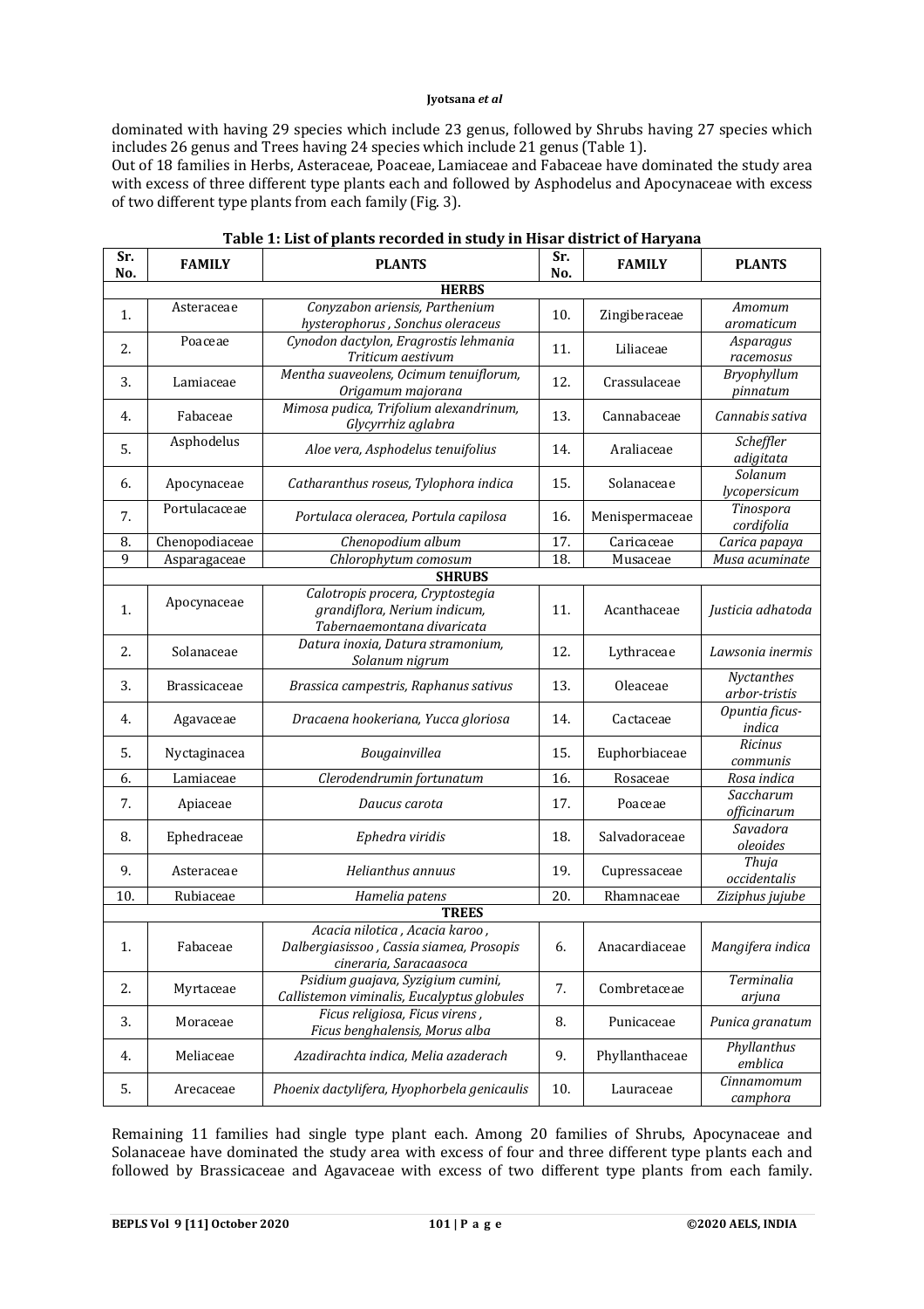dominated with having 29 species which include 23 genus, followed by Shrubs having 27 species which includes 26 genus and Trees having 24 species which include 21 genus (Table 1).

Out of 18 families in Herbs, Asteraceae, Poaceae, Lamiaceae and Fabaceae have dominated the study area with excess of three different type plants each and followed by Asphodelus and Apocynaceae with excess of two different type plants from each family (Fig. 3).

**Table 1: List of plants recorded in study in Hisar district of Haryana**

| Sr. No. | FAMILY | PLANTS | Sr. No. | FAMILY | PLANTS |
|---|---|---|---|---|---|
| | | **HERBS** | | | |
| 1. | Asteraceae | *Conyzabon ariensis, Parthenium hysterophorus , Sonchus oleraceus* | 10. | Zingiberaceae | *Amomum aromaticum* |
| 2. | Poaceae | *Cynodon dactylon, Eragrostis lehmania Triticum aestivum* | 11. | Liliaceae | *Asparagus racemosus* |
| 3. | Lamiaceae | *Mentha suaveolens, Ocimum tenuiflorum, Origamum majorana* | 12. | Crassulaceae | *Bryophyllum pinnatum* |
| 4. | Fabaceae | *Mimosa pudica, Trifolium alexandrinum, Glycyrrhiz aglabra* | 13. | Cannabaceae | *Cannabis sativa* |
| 5. | Asphodelus | *Aloe vera, Asphodelus tenuifolius* | 14. | Araliaceae | *Scheffler adigitata* |
| 6. | Apocynaceae | *Catharanthus roseus, Tylophora indica* | 15. | Solanaceae | *Solanum lycopersicum* |
| 7. | Portulacaceae | *Portulaca oleracea, Portula capilosa* | 16. | Menispermaceae | *Tinospora cordifolia* |
| 8. | Chenopodiaceae | *Chenopodium album* | 17. | Caricaceae | *Carica papaya* |
| 9 | Asparagaceae | *Chlorophytum comosum* | 18. | Musaceae | *Musa acuminate* |
| | | **SHRUBS** | | | |
| 1. | Apocynaceae | *Calotropis procera, Cryptostegia grandiflora, Nerium indicum, Tabernaemontana divaricata* | 11. | Acanthaceae | *Justicia adhatoda* |
| 2. | Solanaceae | *Datura inoxia, Datura stramonium, Solanum nigrum* | 12. | Lythraceae | *Lawsonia inermis* |
| 3. | Brassicaceae | *Brassica campestris, Raphanus sativus* | 13. | Oleaceae | *Nyctanthes arbor-tristis* |
| 4. | Agavaceae | *Dracaena hookeriana, Yucca gloriosa* | 14. | Cactaceae | *Opuntia ficus-indica* |
| 5. | Nyctaginacea | *Bougainvillea* | 15. | Euphorbiaceae | *Ricinus communis* |
| 6. | Lamiaceae | *Clerodendrumin fortunatum* | 16. | Rosaceae | *Rosa indica* |
| 7. | Apiaceae | *Daucus carota* | 17. | Poaceae | *Saccharum officinarum* |
| 8. | Ephedraceae | *Ephedra viridis* | 18. | Salvadoraceae | *Savadora oleoides* |
| 9. | Asteraceae | *Helianthus annuus* | 19. | Cupressaceae | *Thuja occidentalis* |
| 10. | Rubiaceae | *Hamelia patens* | 20. | Rhamnaceae | *Ziziphus jujube* |
| | | **TREES** | | | |
| 1. | Fabaceae | *Acacia nilotica , Acacia karoo , Dalbergiasissoo , Cassia siamea, Prosopis cineraria, Saracaasoca* | 6. | Anacardiaceae | *Mangifera indica* |
| 2. | Myrtaceae | *Psidium guajava, Syzigium cumini, Callistemon viminalis, Eucalyptus globules* | 7. | Combretaceae | *Terminalia arjuna* |
| 3. | Moraceae | *Ficus religiosa, Ficus virens , Ficus benghalensis, Morus alba* | 8. | Punicaceae | *Punica granatum* |
| 4. | Meliaceae | *Azadirachta indica, Melia azaderach* | 9. | Phyllanthaceae | *Phyllanthus emblica* |
| 5. | Arecaceae | *Phoenix dactylifera, Hyophorbela genicaulis* | 10. | Lauraceae | *Cinnamomum camphora* |

Remaining 11 families had single type plant each. Among 20 families of Shrubs, Apocynaceae and Solanaceae have dominated the study area with excess of four and three different type plants each and followed by Brassicaceae and Agavaceae with excess of two different type plants from each family.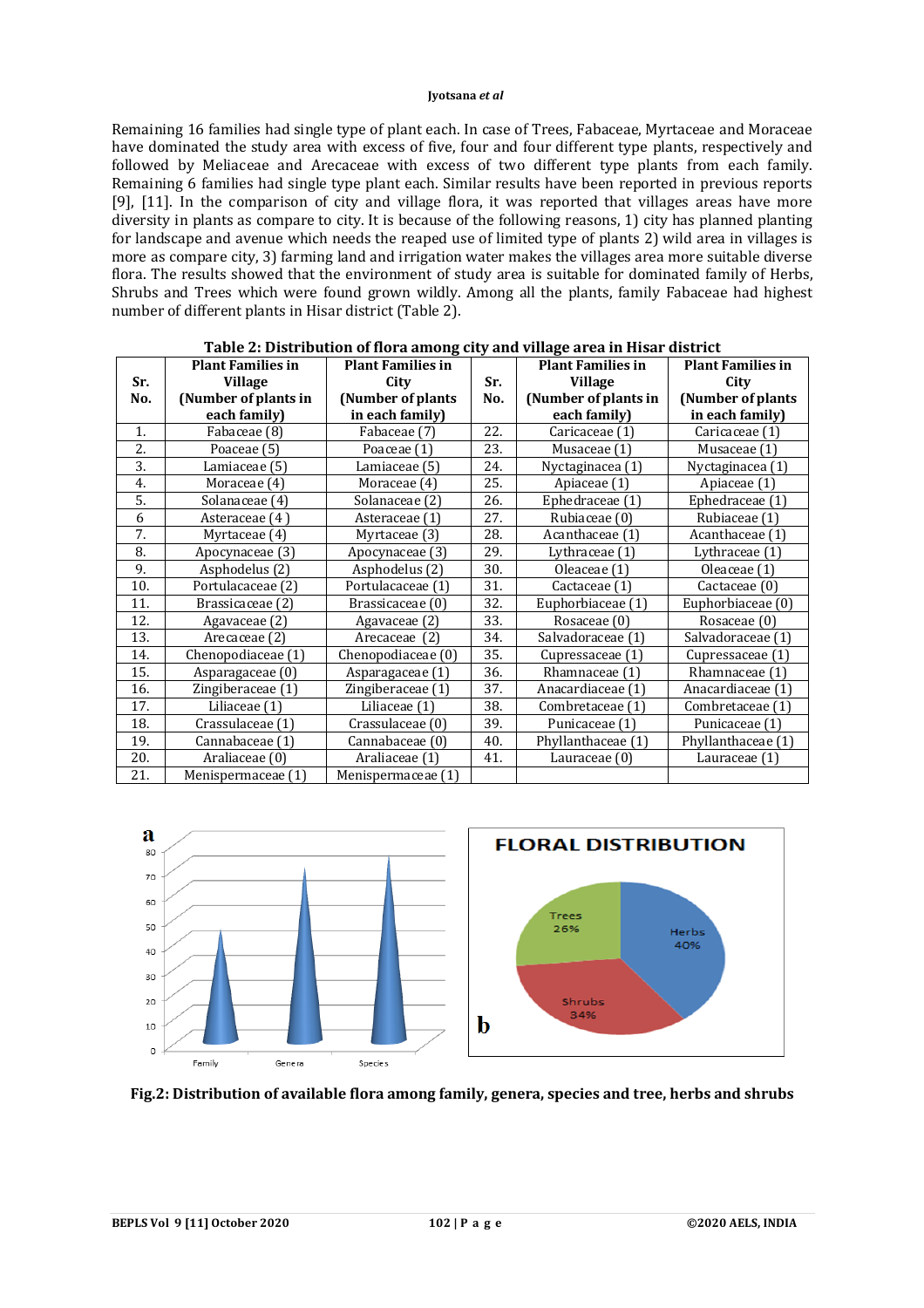Remaining 16 families had single type of plant each. In case of Trees, Fabaceae, Myrtaceae and Moraceae have dominated the study area with excess of five, four and four different type plants, respectively and followed by Meliaceae and Arecaceae with excess of two different type plants from each family. Remaining 6 families had single type plant each. Similar results have been reported in previous reports [9], [11]. In the comparison of city and village flora, it was reported that villages areas have more diversity in plants as compare to city. It is because of the following reasons, 1) city has planned planting for landscape and avenue which needs the reaped use of limited type of plants 2) wild area in villages is more as compare city, 3) farming land and irrigation water makes the villages area more suitable diverse flora. The results showed that the environment of study area is suitable for dominated family of Herbs, Shrubs and Trees which were found grown wildly. Among all the plants, family Fabaceae had highest number of different plants in Hisar district (Table 2).

**Table 2: Distribution of flora among city and village area in Hisar district**

| Sr. No. | Plant Families in Village (Number of plants in each family) | Plant Families in City (Number of plants in each family) | Sr. No. | Plant Families in Village (Number of plants in each family) | Plant Families in City (Number of plants in each family) |
|---|---|---|---|---|---|
| 1. | Fabaceae (8) | Fabaceae (7) | 22. | Caricaceae (1) | Caricaceae (1) |
| 2. | Poaceae (5) | Poaceae (1) | 23. | Musaceae (1) | Musaceae (1) |
| 3. | Lamiaceae (5) | Lamiaceae (5) | 24. | Nyctaginacea (1) | Nyctaginacea (1) |
| 4. | Moraceae (4) | Moraceae (4) | 25. | Apiaceae (1) | Apiaceae (1) |
| 5. | Solanaceae (4) | Solanaceae (2) | 26. | Ephedraceae (1) | Ephedraceae (1) |
| 6 | Asteraceae (4) | Asteraceae (1) | 27. | Rubiaceae (0) | Rubiaceae (1) |
| 7. | Myrtaceae (4) | Myrtaceae (3) | 28. | Acanthaceae (1) | Acanthaceae (1) |
| 8. | Apocynaceae (3) | Apocynaceae (3) | 29. | Lythraceae (1) | Lythraceae (1) |
| 9. | Asphodelus (2) | Asphodelus (2) | 30. | Oleaceae (1) | Oleaceae (1) |
| 10. | Portulacaceae (2) | Portulacaceae (1) | 31. | Cactaceae (1) | Cactaceae (0) |
| 11. | Brassicaceae (2) | Brassicaceae (0) | 32. | Euphorbiaceae (1) | Euphorbiaceae (0) |
| 12. | Agavaceae (2) | Agavaceae (2) | 33. | Rosaceae (0) | Rosaceae (0) |
| 13. | Arecaceae (2) | Arecaceae (2) | 34. | Salvadoraceae (1) | Salvadoraceae (1) |
| 14. | Chenopodiaceae (1) | Chenopodiaceae (0) | 35. | Cupressaceae (1) | Cupressaceae (1) |
| 15. | Asparagaceae (0) | Asparagaceae (1) | 36. | Rhamnaceae (1) | Rhamnaceae (1) |
| 16. | Zingiberaceae (1) | Zingiberaceae (1) | 37. | Anacardiaceae (1) | Anacardiaceae (1) |
| 17. | Liliaceae (1) | Liliaceae (1) | 38. | Combretaceae (1) | Combretaceae (1) |
| 18. | Crassulaceae (1) | Crassulaceae (0) | 39. | Punicaceae (1) | Punicaceae (1) |
| 19. | Cannabaceae (1) | Cannabaceae (0) | 40. | Phyllanthaceae (1) | Phyllanthaceae (1) |
| 20. | Araliaceae (0) | Araliaceae (1) | 41. | Lauraceae (0) | Lauraceae (1) |
| 21. | Menispermaceae (1) | Menispermaceae (1) | | | |

**Fig.2: Distribution of available flora among family, genera, species and tree, herbs and shrubs**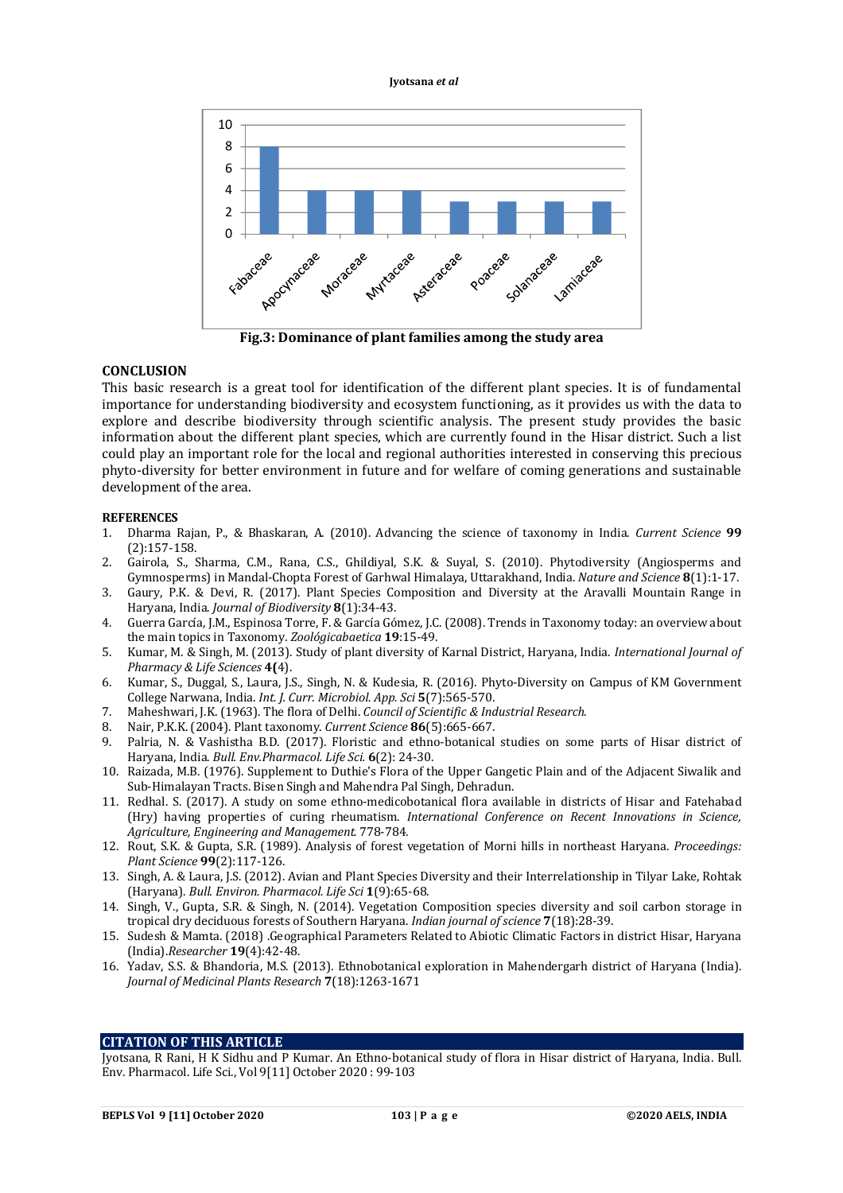10
8
6
4
2
0

Fabaceae
Apocynaceae
Moraceae
Myrtaceae
Asteraceae
Poaceae
Solanaceae
Lamiaceae

**Fig.3: Dominance of plant families among the study area**

## CONCLUSION

This basic research is a great tool for identification of the different plant species. It is of fundamental importance for understanding biodiversity and ecosystem functioning, as it provides us with the data to explore and describe biodiversity through scientific analysis. The present study provides the basic information about the different plant species, which are currently found in the Hisar district. Such a list could play an important role for the local and regional authorities interested in conserving this precious phyto-diversity for better environment in future and for welfare of coming generations and sustainable development of the area.

## REFERENCES

1. Dharma Rajan, P., & Bhaskaran, A. (2010). Advancing the science of taxonomy in India. *Current Science* **99** (2):157-158.
2. Gairola, S., Sharma, C.M., Rana, C.S., Ghildiyal, S.K. & Suyal, S. (2010). Phytodiversity (Angiosperms and Gymnosperms) in Mandal-Chopta Forest of Garhwal Himalaya, Uttarakhand, India. *Nature and Science* **8**(1):1-17.
3. Gaury, P.K. & Devi, R. (2017). Plant Species Composition and Diversity at the Aravalli Mountain Range in Haryana, India. *Journal of Biodiversity* **8**(1):34-43.
4. Guerra García, J.M., Espinosa Torre, F. & García Gómez, J.C. (2008). Trends in Taxonomy today: an overview about the main topics in Taxonomy. *Zoológicabaetica* **19**:15-49.
5. Kumar, M. & Singh, M. (2013). Study of plant diversity of Karnal District, Haryana, India. *International Journal of Pharmacy & Life Sciences* **4(**4).
6. Kumar, S., Duggal, S., Laura, J.S., Singh, N. & Kudesia, R. (2016). Phyto-Diversity on Campus of KM Government College Narwana, India. *Int. J. Curr. Microbiol. App. Sci* **5**(7):565-570.
7. Maheshwari, J.K. (1963). The flora of Delhi. *Council of Scientific & Industrial Research.*
8. Nair, P.K.K. (2004). Plant taxonomy. *Current Science* **86**(5):665-667.
9. Palria, N. & Vashistha B.D. (2017). Floristic and ethno-botanical studies on some parts of Hisar district of Haryana, India. *Bull. Env.Pharmacol. Life Sci.* **6**(2): 24-30.
10. Raizada, M.B. (1976). Supplement to Duthie's Flora of the Upper Gangetic Plain and of the Adjacent Siwalik and Sub-Himalayan Tracts. Bisen Singh and Mahendra Pal Singh, Dehradun.
11. Redhal. S. (2017). A study on some ethno-medicobotanical flora available in districts of Hisar and Fatehabad (Hry) having properties of curing rheumatism. *International Conference on Recent Innovations in Science, Agriculture, Engineering and Management.* 778-784.
12. Rout, S.K. & Gupta, S.R. (1989). Analysis of forest vegetation of Morni hills in northeast Haryana. *Proceedings: Plant Science* **99**(2):117-126.
13. Singh, A. & Laura, J.S. (2012). Avian and Plant Species Diversity and their Interrelationship in Tilyar Lake, Rohtak (Haryana). *Bull. Environ. Pharmacol. Life Sci* **1**(9):65-68.
14. Singh, V., Gupta, S.R. & Singh, N. (2014). Vegetation Composition species diversity and soil carbon storage in tropical dry deciduous forests of Southern Haryana. *Indian journal of science* **7**(18):28-39.
15. Sudesh & Mamta. (2018) .Geographical Parameters Related to Abiotic Climatic Factors in district Hisar, Haryana (India).*Researcher* **19**(4):42-48.
16. Yadav, S.S. & Bhandoria, M.S. (2013). Ethnobotanical exploration in Mahendergarh district of Haryana (India). *Journal of Medicinal Plants Research* **7**(18):1263-1671

## CITATION OF THIS ARTICLE

Jyotsana, R Rani, H K Sidhu and P Kumar. An Ethno-botanical study of flora in Hisar district of Haryana, India. Bull. Env. Pharmacol. Life Sci., Vol 9[11] October 2020 : 99-103